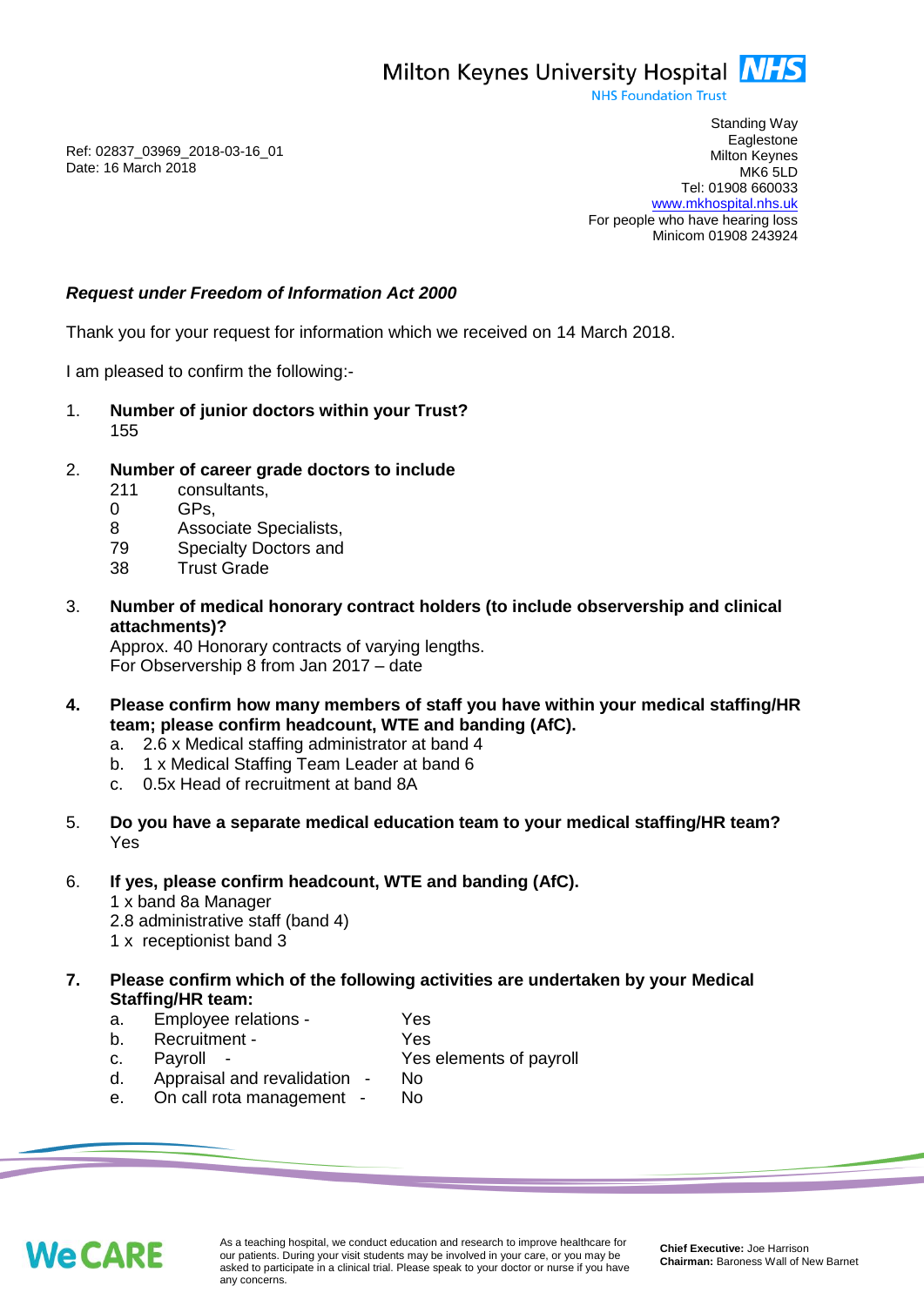Milton Keynes University Hospital **NHS**
NHS Foundation Trust

Standing Way
Eaglestone
Milton Keynes
MK6 5LD
Tel: 01908 660033
www.mkhospital.nhs.uk
For people who have hearing loss
Minicom 01908 243924

Ref: 02837_03969_2018-03-16_01
Date: 16 March 2018

***Request under Freedom of Information Act 2000***

Thank you for your request for information which we received on 14 March 2018.

I am pleased to confirm the following:-

1. **Number of junior doctors within your Trust?**
   155

2. **Number of career grade doctors to include**
   211 consultants,
   0 GPs,
   8 Associate Specialists,
   79 Specialty Doctors and
   38 Trust Grade

3. **Number of medical honorary contract holders (to include observership and clinical attachments)?**
   Approx. 40 Honorary contracts of varying lengths.
   For Observership 8 from Jan 2017 – date

4. **Please confirm how many members of staff you have within your medical staffing/HR team; please confirm headcount, WTE and banding (AfC).**
   a. 2.6 x Medical staffing administrator at band 4
   b. 1 x Medical Staffing Team Leader at band 6
   c. 0.5x Head of recruitment at band 8A

5. **Do you have a separate medical education team to your medical staffing/HR team?**
   Yes

6. **If yes, please confirm headcount, WTE and banding (AfC).**
   1 x band 8a Manager
   2.8 administrative staff (band 4)
   1 x receptionist band 3

7. **Please confirm which of the following activities are undertaken by your Medical Staffing/HR team:**
   a. Employee relations - Yes
   b. Recruitment - Yes
   c. Payroll - Yes elements of payroll
   d. Appraisal and revalidation - No
   e. On call rota management - No

We CARE

As a teaching hospital, we conduct education and research to improve healthcare for our patients. During your visit students may be involved in your care, or you may be asked to participate in a clinical trial. Please speak to your doctor or nurse if you have any concerns.

**Chief Executive:** Joe Harrison
**Chairman:** Baroness Wall of New Barnet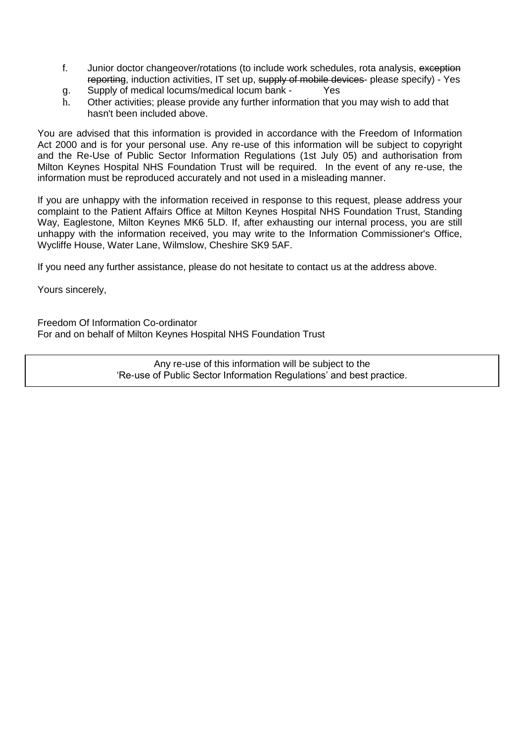f. Junior doctor changeover/rotations (to include work schedules, rota analysis, ~~exception reporting~~, induction activities, IT set up, ~~supply of mobile devices~~- please specify) - Yes

g. Supply of medical locums/medical locum bank - Yes

h. Other activities; please provide any further information that you may wish to add that hasn't been included above.

You are advised that this information is provided in accordance with the Freedom of Information Act 2000 and is for your personal use. Any re-use of this information will be subject to copyright and the Re-Use of Public Sector Information Regulations (1st July 05) and authorisation from Milton Keynes Hospital NHS Foundation Trust will be required. In the event of any re-use, the information must be reproduced accurately and not used in a misleading manner.

If you are unhappy with the information received in response to this request, please address your complaint to the Patient Affairs Office at Milton Keynes Hospital NHS Foundation Trust, Standing Way, Eaglestone, Milton Keynes MK6 5LD. If, after exhausting our internal process, you are still unhappy with the information received, you may write to the Information Commissioner's Office, Wycliffe House, Water Lane, Wilmslow, Cheshire SK9 5AF.

If you need any further assistance, please do not hesitate to contact us at the address above.

Yours sincerely,

Freedom Of Information Co-ordinator
For and on behalf of Milton Keynes Hospital NHS Foundation Trust

> Any re-use of this information will be subject to the
> 'Re-use of Public Sector Information Regulations' and best practice.